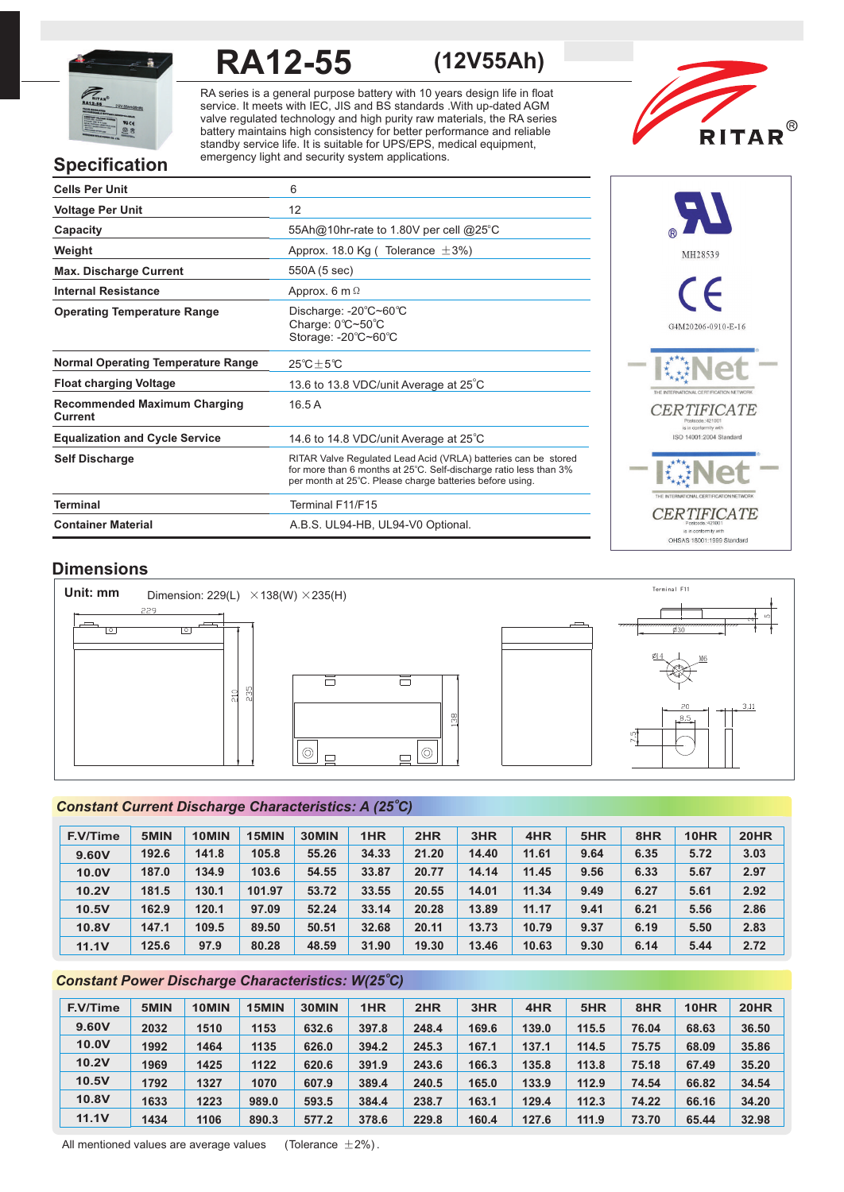# RA12-55 (12V55Ah)

RA series is a general purpose battery with 10 years design life in float service. It meets with IEC, JIS and BS standards .With up-dated AGM valve regulated technology and high purity raw materials, the RA series battery maintains high consistency for better performance and reliable standby service life. It is suitable for UPS/EPS, medical equipment, emergency light and security system applications.

RITAR®

## Specification

| | |
|---|---|
| **Cells Per Unit** | 6 |
| **Voltage Per Unit** | 12 |
| **Capacity** | 55Ah@10hr-rate to 1.80V per cell @25℃ |
| **Weight** | Approx. 18.0 Kg ( Tolerance ±3%) |
| **Max. Discharge Current** | 550A (5 sec) |
| **Internal Resistance** | Approx. 6 mΩ |
| **Operating Temperature Range** | Discharge: -20℃~60℃<br>Charge: 0℃~50℃<br>Storage: -20℃~60℃ |
| **Normal Operating Temperature Range** | 25℃±5℃ |
| **Float charging Voltage** | 13.6 to 13.8 VDC/unit Average at 25℃ |
| **Recommended Maximum Charging Current** | 16.5 A |
| **Equalization and Cycle Service** | 14.6 to 14.8 VDC/unit Average at 25℃ |
| **Self Discharge** | RITAR Valve Regulated Lead Acid (VRLA) batteries can be stored for more than 6 months at 25℃. Self-discharge ratio less than 3% per month at 25℃. Please charge batteries before using. |
| **Terminal** | Terminal F11/F15 |
| **Container Material** | A.B.S. UL94-HB, UL94-V0 Optional. |

MH28539

G4M20206-0910-E-16

IQNet CERTIFICATE — ISO 14001:2004 Standard

IQNet CERTIFICATE — OHSAS 18001:1999 Standard

## Dimensions

**Unit: mm** Dimension: 229(L) ×138(W) ×235(H)

Terminal F11

## Constant Current Discharge Characteristics: A (25℃)

| F.V/Time | 5MIN | 10MIN | 15MIN | 30MIN | 1HR | 2HR | 3HR | 4HR | 5HR | 8HR | 10HR | 20HR |
|---|---|---|---|---|---|---|---|---|---|---|---|---|
| 9.60V | 192.6 | 141.8 | 105.8 | 55.26 | 34.33 | 21.20 | 14.40 | 11.61 | 9.64 | 6.35 | 5.72 | 3.03 |
| 10.0V | 187.0 | 134.9 | 103.6 | 54.55 | 33.87 | 20.77 | 14.14 | 11.45 | 9.56 | 6.33 | 5.67 | 2.97 |
| 10.2V | 181.5 | 130.1 | 101.97 | 53.72 | 33.55 | 20.55 | 14.01 | 11.34 | 9.49 | 6.27 | 5.61 | 2.92 |
| 10.5V | 162.9 | 120.1 | 97.09 | 52.24 | 33.14 | 20.28 | 13.89 | 11.17 | 9.41 | 6.21 | 5.56 | 2.86 |
| 10.8V | 147.1 | 109.5 | 89.50 | 50.51 | 32.68 | 20.11 | 13.73 | 10.79 | 9.37 | 6.19 | 5.50 | 2.83 |
| 11.1V | 125.6 | 97.9 | 80.28 | 48.59 | 31.90 | 19.30 | 13.46 | 10.63 | 9.30 | 6.14 | 5.44 | 2.72 |

## Constant Power Discharge Characteristics: W(25℃)

| F.V/Time | 5MIN | 10MIN | 15MIN | 30MIN | 1HR | 2HR | 3HR | 4HR | 5HR | 8HR | 10HR | 20HR |
|---|---|---|---|---|---|---|---|---|---|---|---|---|
| 9.60V | 2032 | 1510 | 1153 | 632.6 | 397.8 | 248.4 | 169.6 | 139.0 | 115.5 | 76.04 | 68.63 | 36.50 |
| 10.0V | 1992 | 1464 | 1135 | 626.0 | 394.2 | 245.3 | 167.1 | 137.1 | 114.5 | 75.75 | 68.09 | 35.86 |
| 10.2V | 1969 | 1425 | 1122 | 620.6 | 391.9 | 243.6 | 166.3 | 135.8 | 113.8 | 75.18 | 67.49 | 35.20 |
| 10.5V | 1792 | 1327 | 1070 | 607.9 | 389.4 | 240.5 | 165.0 | 133.9 | 112.9 | 74.54 | 66.82 | 34.54 |
| 10.8V | 1633 | 1223 | 989.0 | 593.5 | 384.4 | 238.7 | 163.1 | 129.4 | 112.3 | 74.22 | 66.16 | 34.20 |
| 11.1V | 1434 | 1106 | 890.3 | 577.2 | 378.6 | 229.8 | 160.4 | 127.6 | 111.9 | 73.70 | 65.44 | 32.98 |

All mentioned values are average values (Tolerance ±2%).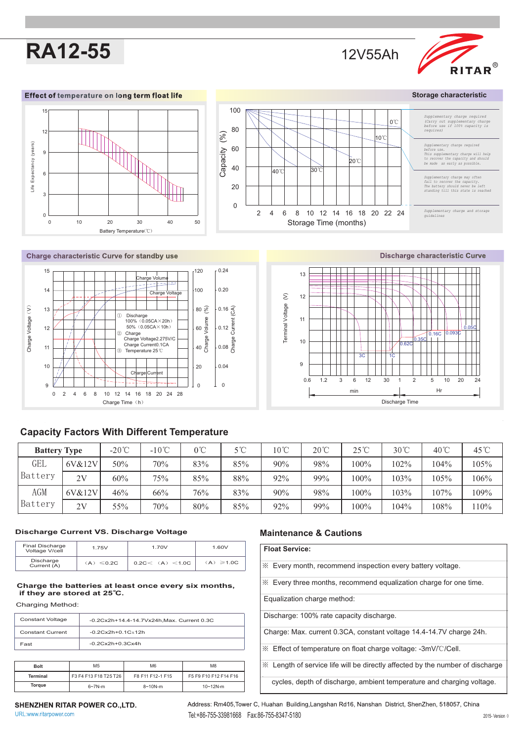# RA12-55

12V55Ah

RITAR®

## Effect of temperature on long term float life

Life Expectancy (years)

15
12
9
6
3
0

0 10 20 30 40 50

Battery Temperature(℃)

## Storage characteristic

Capacity (%)

100
80
60
40
20
0

2 4 6 8 10 12 14 16 18 20 22 24

Storage Time (months)

0℃ 10℃ 20℃ 30℃ 40℃

Supplementary charge required (Carry out supplementary charge before use if 100% capacity is requires)

Supplementary charge required before use. This supplementary charge will help to recover the capacity and should be made as early as possible.

Supplementary charge may often fail to recover the capacity. The battery should never be left standing till this state is reached

Supplementary charge and storage guidelines

## Charge characteristic Curve for standby use

Charge Voltage (V)

15
14
13
12
11
10
9

Charge Volume (%)

120
100
80
60
40
20
0

Charge Current (CA)

0.24
0.20
0.16
0.12
0.08
0.04
0

0 2 4 6 8 10 12 14 16 18 20 24 28

Charge Time (h)

Charge Volume

Charge Voltage

Charge Current

① Discharge
100% (0.05CA×20h)
50% (0.05CA×10h)
② Charge
Charge Voltage2.275V/C
Charge Current0.1CA
③ Temperature 25℃

## Discharge characteristic Curve

Terminal Voltage (V)

13
12
11
10
9

0.6 1.2 3 6 12 30 1 2 5 10 20 24

min Hr

Discharge Time

3C 1C 0.62C 0.35C 0.16C 0.093C 0.05C

## Capacity Factors With Different Temperature

| Battery Type | | -20℃ | -10℃ | 0℃ | 5℃ | 10℃ | 20℃ | 25℃ | 30℃ | 40℃ | 45℃ |
|---|---|---|---|---|---|---|---|---|---|---|---|
| GEL Battery | 6V&12V | 50% | 70% | 83% | 85% | 90% | 98% | 100% | 102% | 104% | 105% |
| | 2V | 60% | 75% | 85% | 88% | 92% | 99% | 100% | 103% | 105% | 106% |
| AGM Battery | 6V&12V | 46% | 66% | 76% | 83% | 90% | 98% | 100% | 103% | 107% | 109% |
| | 2V | 55% | 70% | 80% | 85% | 92% | 99% | 100% | 104% | 108% | 110% |

### Discharge Current VS. Discharge Voltage

| Final Discharge Voltage V/cell | 1.75V | 1.70V | 1.60V |
|---|---|---|---|
| Discharge Current (A) | (A) ≤0.2C | 0.2C< (A) <1.0C | (A) ≥1.0C |

**Charge the batteries at least once every six months, if they are stored at 25℃.**

Charging Method:

| | |
|---|---|
| Constant Voltage | -0.2Cx2h+14.4-14.7Vx24h,Max. Current 0.3C |
| Constant Current | -0.2Cx2h+0.1Cx12h |
| Fast | -0.2Cx2h+0.3Cx4h |

| Bolt | M5 | M6 | M8 |
|---|---|---|---|
| Terminal | F3 F4 F13 F18 T25 T26 | F8 F11 F12-1 F15 | F5 F9 F10 F12 F14 F16 |
| Torque | 6~7N-m | 8~10N-m | 10~12N-m |

### Maintenance & Cautions

**Float Service:**

※ Every month, recommend inspection every battery voltage.

※ Every three months, recommend equalization charge for one time.

Equalization charge method:

Discharge: 100% rate capacity discharge.

Charge: Max. current 0.3CA, constant voltage 14.4-14.7V charge 24h.

※ Effect of temperature on float charge voltage: -3mV/℃/Cell.

※ Length of service life will be directly affected by the number of discharge cycles, depth of discharge, ambient temperature and charging voltage.

**SHENZHEN RITAR POWER CO.,LTD.**

URL:www.ritarpower.com

Address: Rm405,Tower C, Huahan Building,Langshan Rd16, Nanshan District, ShenZhen, 518057, China

Tel:+86-755-33981668 Fax:86-755-8347-5180

2015- Version 0